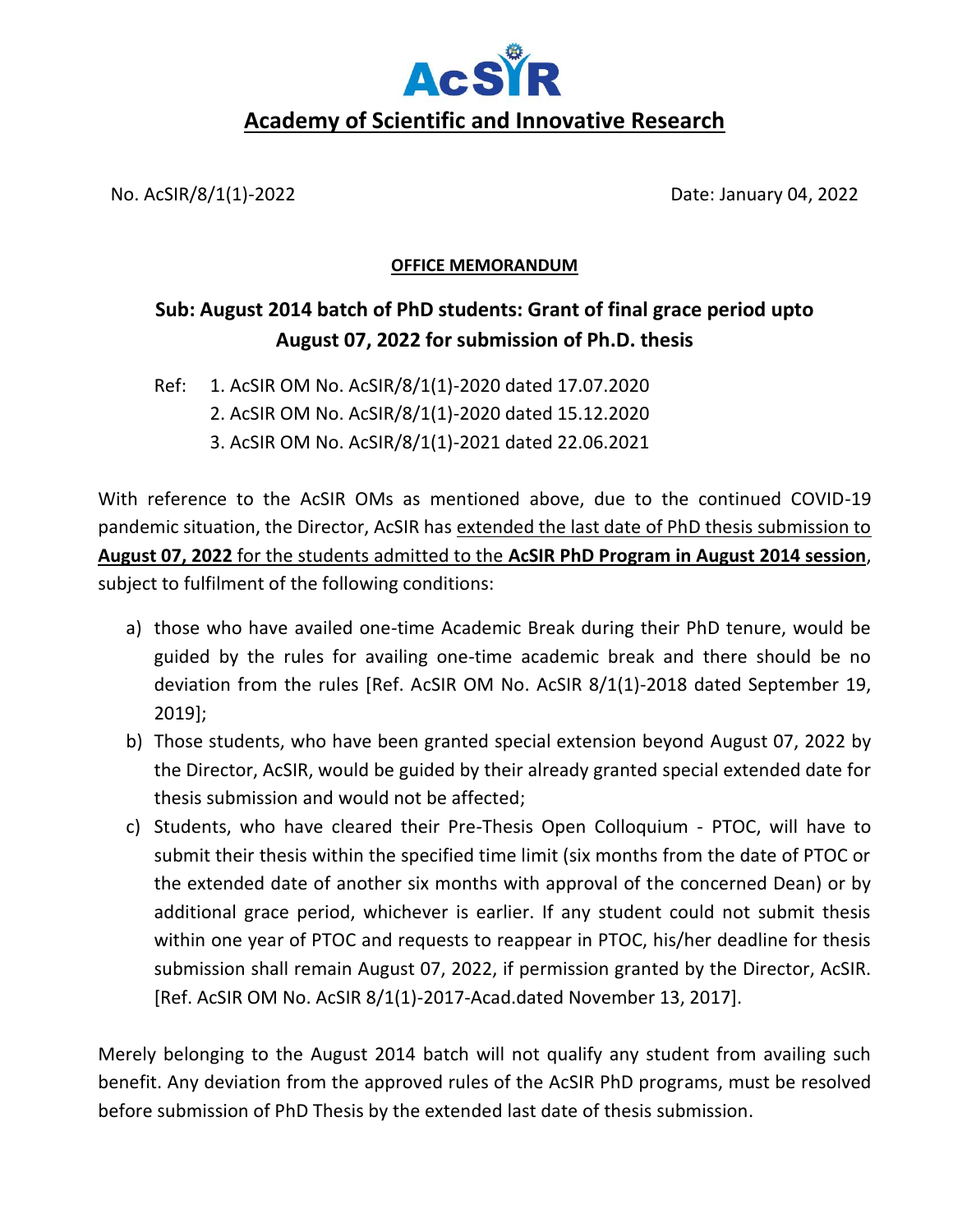# AcSIR

## Academy of Scientific and Innovative Research

No. AcSIR/8/1(1)-2022 Date: January 04, 2022

**OFFICE MEMORANDUM**

**Sub: August 2014 batch of PhD students: Grant of final grace period upto August 07, 2022 for submission of Ph.D. thesis**

Ref:
1. AcSIR OM No. AcSIR/8/1(1)-2020 dated 17.07.2020
2. AcSIR OM No. AcSIR/8/1(1)-2020 dated 15.12.2020
3. AcSIR OM No. AcSIR/8/1(1)-2021 dated 22.06.2021

With reference to the AcSIR OMs as mentioned above, due to the continued COVID-19 pandemic situation, the Director, AcSIR has extended the last date of PhD thesis submission to **August 07, 2022** for the students admitted to the **AcSIR PhD Program in August 2014 session**, subject to fulfilment of the following conditions:

a) those who have availed one-time Academic Break during their PhD tenure, would be guided by the rules for availing one-time academic break and there should be no deviation from the rules [Ref. AcSIR OM No. AcSIR 8/1(1)-2018 dated September 19, 2019];

b) Those students, who have been granted special extension beyond August 07, 2022 by the Director, AcSIR, would be guided by their already granted special extended date for thesis submission and would not be affected;

c) Students, who have cleared their Pre-Thesis Open Colloquium - PTOC, will have to submit their thesis within the specified time limit (six months from the date of PTOC or the extended date of another six months with approval of the concerned Dean) or by additional grace period, whichever is earlier. If any student could not submit thesis within one year of PTOC and requests to reappear in PTOC, his/her deadline for thesis submission shall remain August 07, 2022, if permission granted by the Director, AcSIR. [Ref. AcSIR OM No. AcSIR 8/1(1)-2017-Acad.dated November 13, 2017].

Merely belonging to the August 2014 batch will not qualify any student from availing such benefit. Any deviation from the approved rules of the AcSIR PhD programs, must be resolved before submission of PhD Thesis by the extended last date of thesis submission.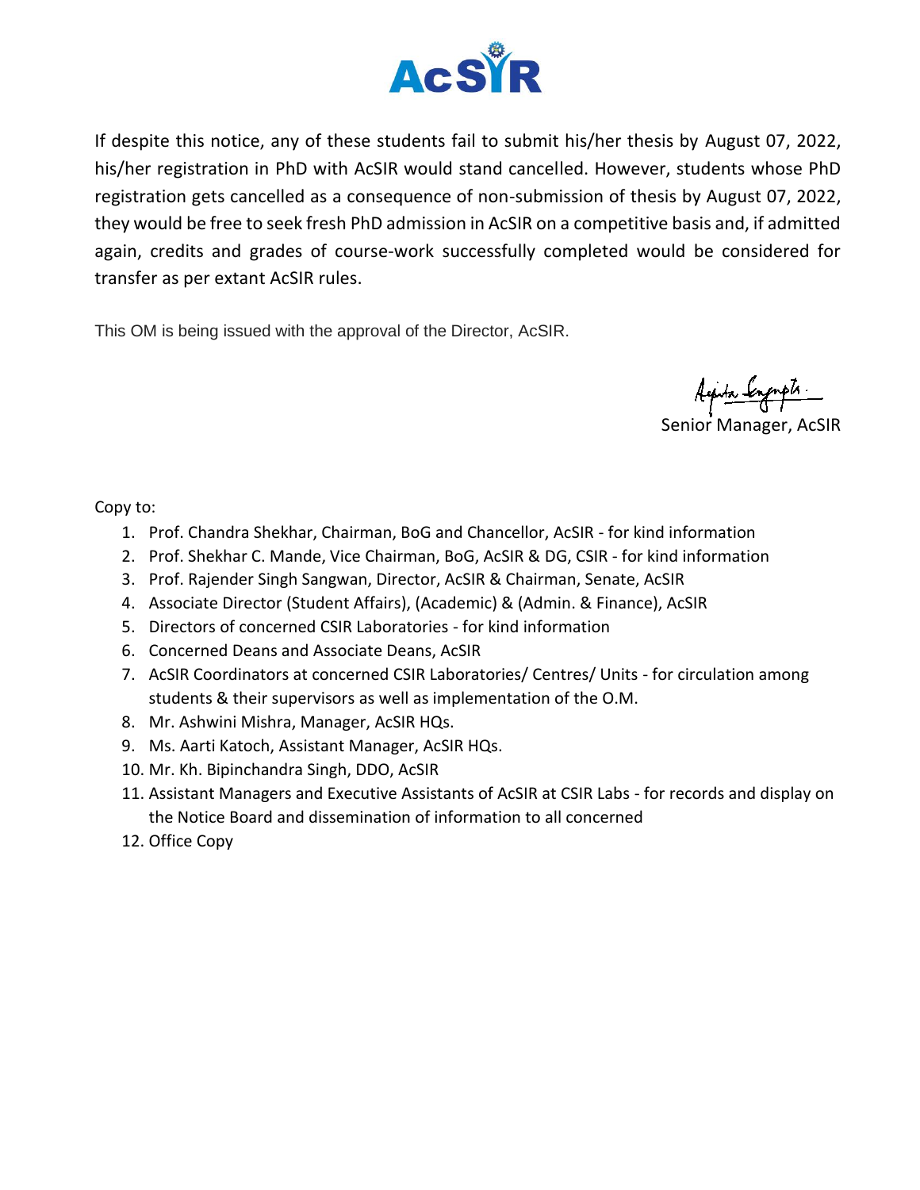If despite this notice, any of these students fail to submit his/her thesis by August 07, 2022, his/her registration in PhD with AcSIR would stand cancelled. However, students whose PhD registration gets cancelled as a consequence of non-submission of thesis by August 07, 2022, they would be free to seek fresh PhD admission in AcSIR on a competitive basis and, if admitted again, credits and grades of course-work successfully completed would be considered for transfer as per extant AcSIR rules.

This OM is being issued with the approval of the Director, AcSIR.

Senior Manager, AcSIR

Copy to:

1. Prof. Chandra Shekhar, Chairman, BoG and Chancellor, AcSIR - for kind information
2. Prof. Shekhar C. Mande, Vice Chairman, BoG, AcSIR & DG, CSIR - for kind information
3. Prof. Rajender Singh Sangwan, Director, AcSIR & Chairman, Senate, AcSIR
4. Associate Director (Student Affairs), (Academic) & (Admin. & Finance), AcSIR
5. Directors of concerned CSIR Laboratories - for kind information
6. Concerned Deans and Associate Deans, AcSIR
7. AcSIR Coordinators at concerned CSIR Laboratories/ Centres/ Units - for circulation among students & their supervisors as well as implementation of the O.M.
8. Mr. Ashwini Mishra, Manager, AcSIR HQs.
9. Ms. Aarti Katoch, Assistant Manager, AcSIR HQs.
10. Mr. Kh. Bipinchandra Singh, DDO, AcSIR
11. Assistant Managers and Executive Assistants of AcSIR at CSIR Labs - for records and display on the Notice Board and dissemination of information to all concerned
12. Office Copy